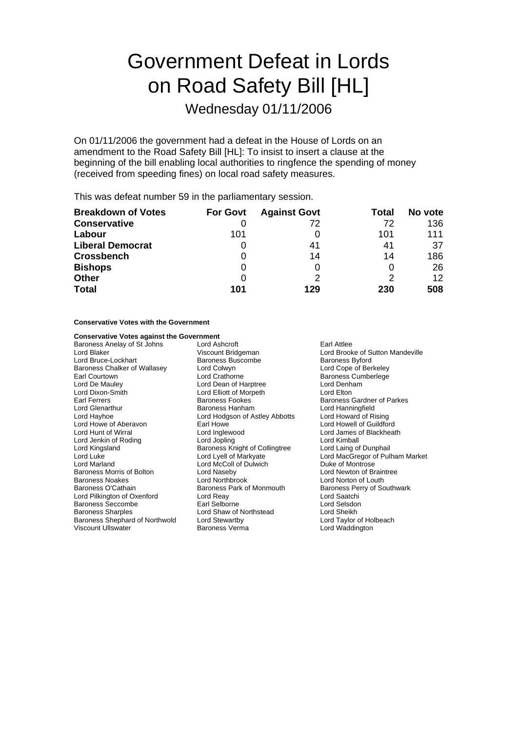# Government Defeat in Lords on Road Safety Bill [HL]

## Wednesday 01/11/2006

On 01/11/2006 the government had a defeat in the House of Lords on an amendment to the Road Safety Bill [HL]: To insist to insert a clause at the beginning of the bill enabling local authorities to ringfence the spending of money (received from speeding fines) on local road safety measures.

This was defeat number 59 in the parliamentary session.

| Breakdown of Votes | For Govt | Against Govt | Total | No vote |
|---|---|---|---|---|
| **Conservative** | 0 | 72 | 72 | 136 |
| **Labour** | 101 | 0 | 101 | 111 |
| **Liberal Democrat** | 0 | 41 | 41 | 37 |
| **Crossbench** | 0 | 14 | 14 | 186 |
| **Bishops** | 0 | 0 | 0 | 26 |
| **Other** | 0 | 2 | 2 | 12 |
| **Total** | **101** | **129** | **230** | **508** |

**Conservative Votes with the Government**

**Conservative Votes against the Government**

Baroness Anelay of St Johns
Lord Ashcroft
Earl Attlee
Lord Blaker
Viscount Bridgeman
Lord Brooke of Sutton Mandeville
Lord Bruce-Lockhart
Baroness Buscombe
Baroness Byford
Baroness Chalker of Wallasey
Lord Colwyn
Lord Cope of Berkeley
Earl Courtown
Lord Crathorne
Baroness Cumberlege
Lord De Mauley
Lord Dean of Harptree
Lord Denham
Lord Dixon-Smith
Lord Elliott of Morpeth
Lord Elton
Earl Ferrers
Baroness Fookes
Baroness Gardner of Parkes
Lord Glenarthur
Baroness Hanham
Lord Hanningfield
Lord Hayhoe
Lord Hodgson of Astley Abbotts
Lord Howard of Rising
Lord Howe of Aberavon
Earl Howe
Lord Howell of Guildford
Lord Hunt of Wirral
Lord Inglewood
Lord James of Blackheath
Lord Jenkin of Roding
Lord Jopling
Lord Kimball
Lord Kingsland
Baroness Knight of Collingtree
Lord Laing of Dunphail
Lord Luke
Lord Lyell of Markyate
Lord MacGregor of Pulham Market
Lord Marland
Lord McColl of Dulwich
Duke of Montrose
Baroness Morris of Bolton
Lord Naseby
Lord Newton of Braintree
Baroness Noakes
Lord Northbrook
Lord Norton of Louth
Baroness O'Cathain
Baroness Park of Monmouth
Baroness Perry of Southwark
Lord Pilkington of Oxenford
Lord Reay
Lord Saatchi
Baroness Seccombe
Earl Selborne
Lord Selsdon
Baroness Sharples
Lord Shaw of Northstead
Lord Sheikh
Baroness Shephard of Northwold
Lord Stewartby
Lord Taylor of Holbeach
Viscount Ullswater
Baroness Verma
Lord Waddington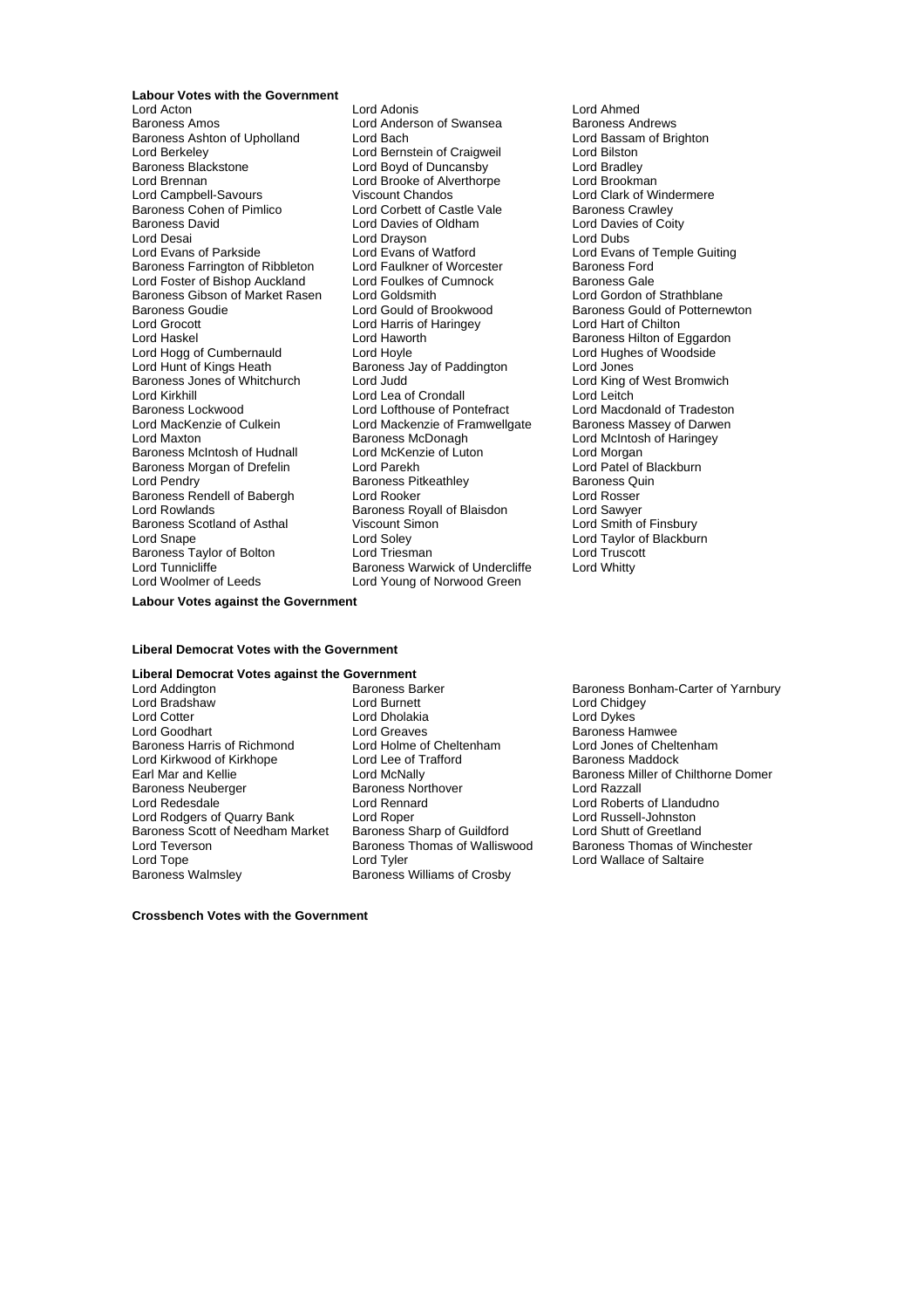**Labour Votes with the Government**

Lord Acton
Lord Adonis
Lord Ahmed
Baroness Amos
Lord Anderson of Swansea
Baroness Andrews
Baroness Ashton of Upholland
Lord Bach
Lord Bassam of Brighton
Lord Berkeley
Lord Bernstein of Craigweil
Lord Bilston
Baroness Blackstone
Lord Boyd of Duncansby
Lord Bradley
Lord Brennan
Lord Brooke of Alverthorpe
Lord Brookman
Lord Campbell-Savours
Viscount Chandos
Lord Clark of Windermere
Baroness Cohen of Pimlico
Lord Corbett of Castle Vale
Baroness Crawley
Baroness David
Lord Davies of Oldham
Lord Davies of Coity
Lord Desai
Lord Drayson
Lord Dubs
Lord Evans of Parkside
Lord Evans of Watford
Lord Evans of Temple Guiting
Baroness Farrington of Ribbleton
Lord Faulkner of Worcester
Baroness Ford
Lord Foster of Bishop Auckland
Lord Foulkes of Cumnock
Baroness Gale
Baroness Gibson of Market Rasen
Lord Goldsmith
Lord Gordon of Strathblane
Baroness Goudie
Lord Gould of Brookwood
Baroness Gould of Potternewton
Lord Grocott
Lord Harris of Haringey
Lord Hart of Chilton
Lord Haskel
Lord Haworth
Baroness Hilton of Eggardon
Lord Hogg of Cumbernauld
Lord Hoyle
Lord Hughes of Woodside
Lord Hunt of Kings Heath
Baroness Jay of Paddington
Lord Jones
Baroness Jones of Whitchurch
Lord Judd
Lord King of West Bromwich
Lord Kirkhill
Lord Lea of Crondall
Lord Leitch
Baroness Lockwood
Lord Lofthouse of Pontefract
Lord Macdonald of Tradeston
Lord MacKenzie of Culkein
Lord Mackenzie of Framwellgate
Baroness Massey of Darwen
Lord Maxton
Baroness McDonagh
Lord McIntosh of Haringey
Baroness McIntosh of Hudnall
Lord McKenzie of Luton
Lord Morgan
Baroness Morgan of Drefelin
Lord Parekh
Lord Patel of Blackburn
Lord Pendry
Baroness Pitkeathley
Baroness Quin
Baroness Rendell of Babergh
Lord Rooker
Lord Rosser
Lord Rowlands
Baroness Royall of Blaisdon
Lord Sawyer
Baroness Scotland of Asthal
Viscount Simon
Lord Smith of Finsbury
Lord Snape
Lord Soley
Lord Taylor of Blackburn
Baroness Taylor of Bolton
Lord Triesman
Lord Truscott
Lord Tunnicliffe
Baroness Warwick of Undercliffe
Lord Whitty
Lord Woolmer of Leeds
Lord Young of Norwood Green

**Labour Votes against the Government**

**Liberal Democrat Votes with the Government**

**Liberal Democrat Votes against the Government**

Lord Addington
Baroness Barker
Baroness Bonham-Carter of Yarnbury
Lord Bradshaw
Lord Burnett
Lord Chidgey
Lord Cotter
Lord Dholakia
Lord Dykes
Lord Goodhart
Lord Greaves
Baroness Hamwee
Baroness Harris of Richmond
Lord Holme of Cheltenham
Lord Jones of Cheltenham
Lord Kirkwood of Kirkhope
Lord Lee of Trafford
Baroness Maddock
Earl Mar and Kellie
Lord McNally
Baroness Miller of Chilthorne Domer
Baroness Neuberger
Baroness Northover
Lord Razzall
Lord Redesdale
Lord Rennard
Lord Roberts of Llandudno
Lord Rodgers of Quarry Bank
Lord Roper
Lord Russell-Johnston
Baroness Scott of Needham Market
Baroness Sharp of Guildford
Lord Shutt of Greetland
Lord Teverson
Baroness Thomas of Walliswood
Baroness Thomas of Winchester
Lord Tope
Lord Tyler
Lord Wallace of Saltaire
Baroness Walmsley
Baroness Williams of Crosby

**Crossbench Votes with the Government**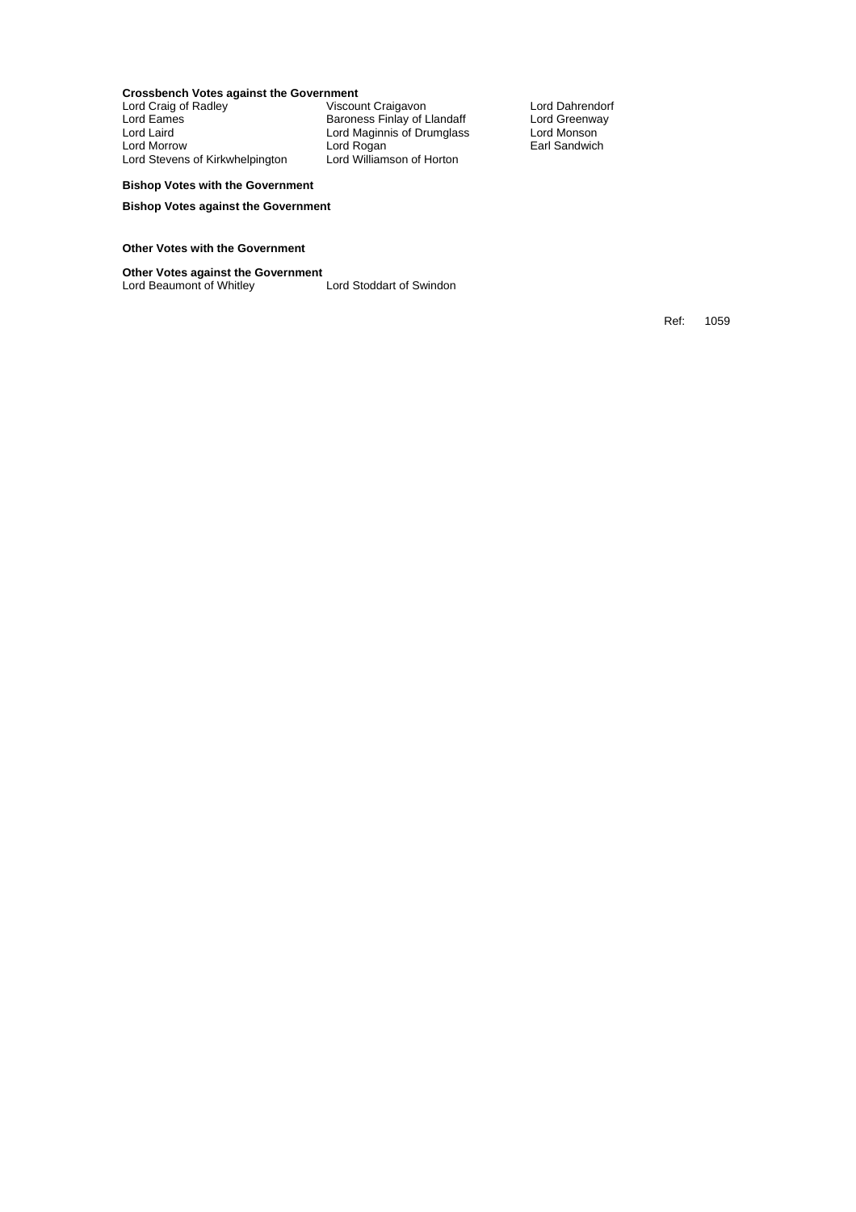**Crossbench Votes against the Government**

| | | |
|---|---|---|
| Lord Craig of Radley | Viscount Craigavon | Lord Dahrendorf |
| Lord Eames | Baroness Finlay of Llandaff | Lord Greenway |
| Lord Laird | Lord Maginnis of Drumglass | Lord Monson |
| Lord Morrow | Lord Rogan | Earl Sandwich |
| Lord Stevens of Kirkwhelpington | Lord Williamson of Horton | |

**Bishop Votes with the Government**

**Bishop Votes against the Government**

**Other Votes with the Government**

**Other Votes against the Government**

| | |
|---|---|
| Lord Beaumont of Whitley | Lord Stoddart of Swindon |

Ref: 1059